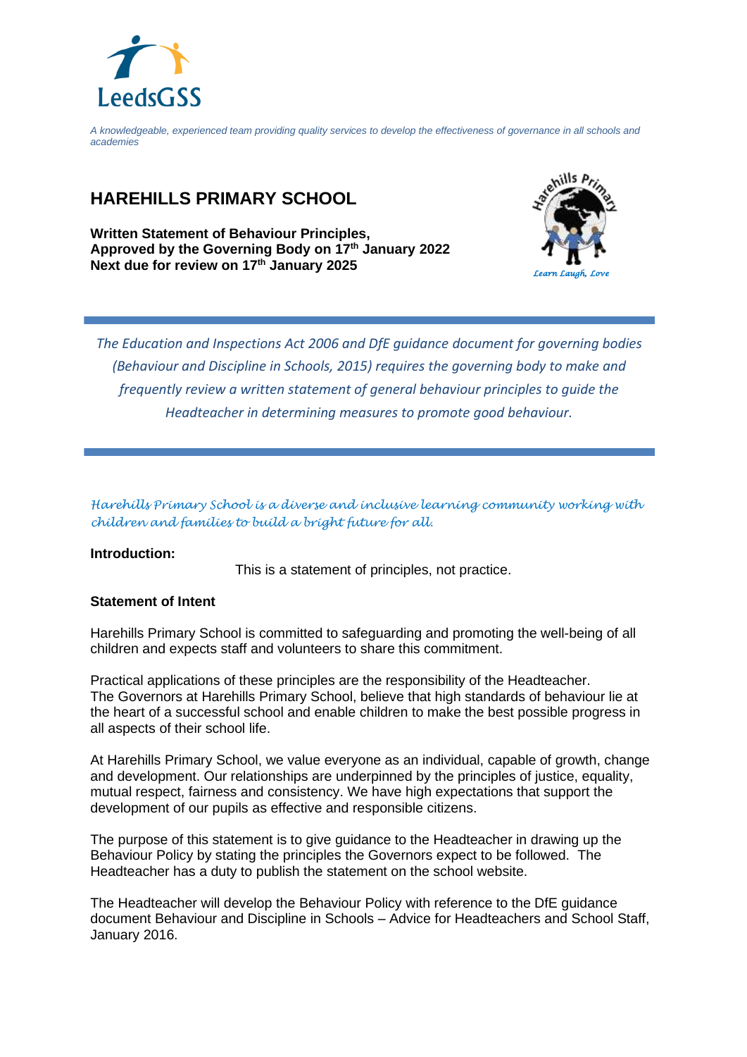LeedsGSS

*A knowledgeable, experienced team providing quality services to develop the effectiveness of governance in all schools and academies*

# HAREHILLS PRIMARY SCHOOL

**Written Statement of Behaviour Principles,**
**Approved by the Governing Body on 17th January 2022**
**Next due for review on 17th January 2025**

*Learn Laugh, Love*

*The Education and Inspections Act 2006 and DfE guidance document for governing bodies (Behaviour and Discipline in Schools, 2015) requires the governing body to make and frequently review a written statement of general behaviour principles to guide the Headteacher in determining measures to promote good behaviour.*

*Harehills Primary School is a diverse and inclusive learning community working with children and families to build a bright future for all.*

**Introduction:**

This is a statement of principles, not practice.

**Statement of Intent**

Harehills Primary School is committed to safeguarding and promoting the well-being of all children and expects staff and volunteers to share this commitment.

Practical applications of these principles are the responsibility of the Headteacher.
The Governors at Harehills Primary School, believe that high standards of behaviour lie at the heart of a successful school and enable children to make the best possible progress in all aspects of their school life.

At Harehills Primary School, we value everyone as an individual, capable of growth, change and development. Our relationships are underpinned by the principles of justice, equality, mutual respect, fairness and consistency. We have high expectations that support the development of our pupils as effective and responsible citizens.

The purpose of this statement is to give guidance to the Headteacher in drawing up the Behaviour Policy by stating the principles the Governors expect to be followed. The Headteacher has a duty to publish the statement on the school website.

The Headteacher will develop the Behaviour Policy with reference to the DfE guidance document Behaviour and Discipline in Schools – Advice for Headteachers and School Staff, January 2016.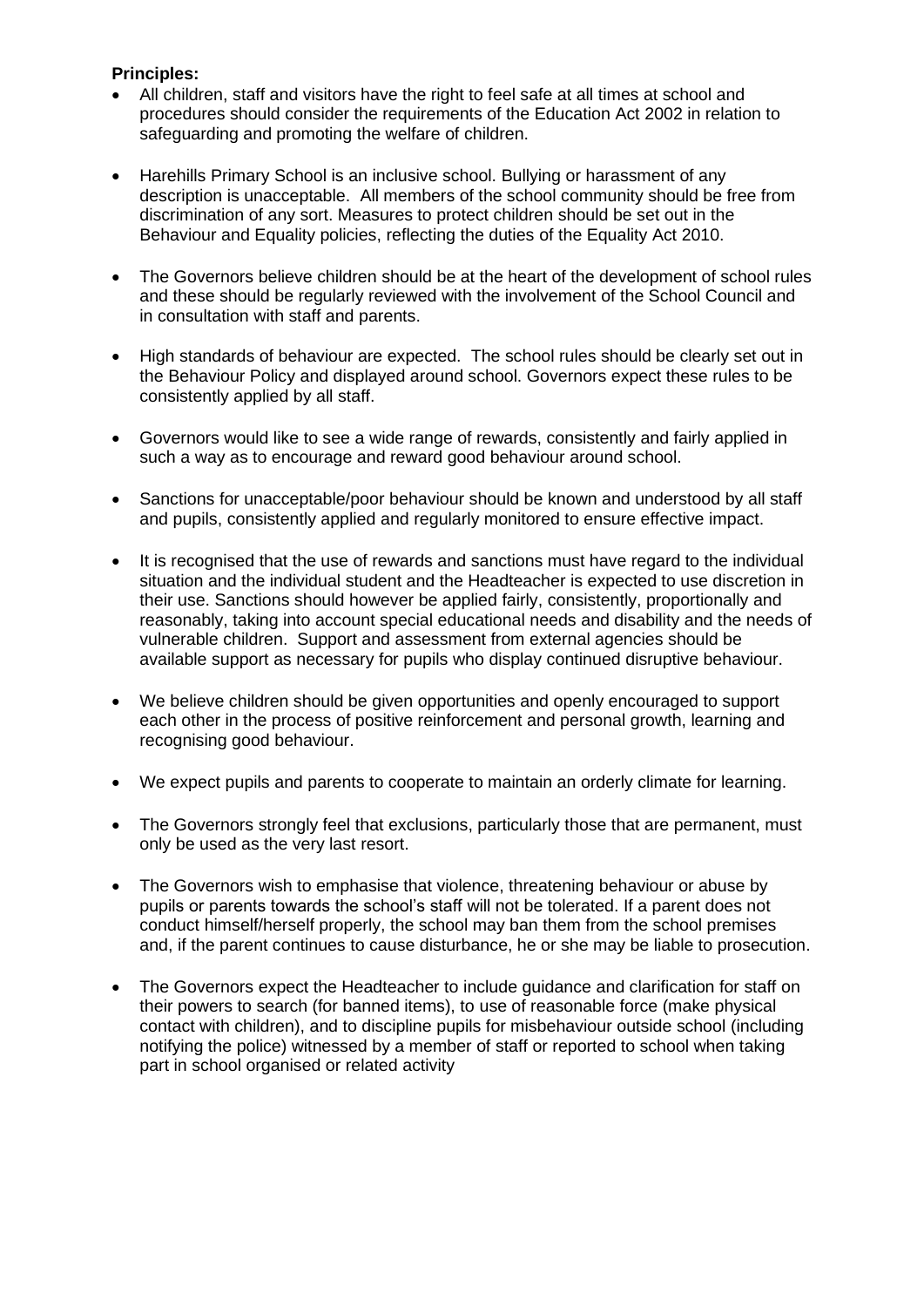**Principles:**

- All children, staff and visitors have the right to feel safe at all times at school and procedures should consider the requirements of the Education Act 2002 in relation to safeguarding and promoting the welfare of children.

- Harehills Primary School is an inclusive school. Bullying or harassment of any description is unacceptable. All members of the school community should be free from discrimination of any sort. Measures to protect children should be set out in the Behaviour and Equality policies, reflecting the duties of the Equality Act 2010.

- The Governors believe children should be at the heart of the development of school rules and these should be regularly reviewed with the involvement of the School Council and in consultation with staff and parents.

- High standards of behaviour are expected. The school rules should be clearly set out in the Behaviour Policy and displayed around school. Governors expect these rules to be consistently applied by all staff.

- Governors would like to see a wide range of rewards, consistently and fairly applied in such a way as to encourage and reward good behaviour around school.

- Sanctions for unacceptable/poor behaviour should be known and understood by all staff and pupils, consistently applied and regularly monitored to ensure effective impact.

- It is recognised that the use of rewards and sanctions must have regard to the individual situation and the individual student and the Headteacher is expected to use discretion in their use. Sanctions should however be applied fairly, consistently, proportionally and reasonably, taking into account special educational needs and disability and the needs of vulnerable children. Support and assessment from external agencies should be available support as necessary for pupils who display continued disruptive behaviour.

- We believe children should be given opportunities and openly encouraged to support each other in the process of positive reinforcement and personal growth, learning and recognising good behaviour.

- We expect pupils and parents to cooperate to maintain an orderly climate for learning.

- The Governors strongly feel that exclusions, particularly those that are permanent, must only be used as the very last resort.

- The Governors wish to emphasise that violence, threatening behaviour or abuse by pupils or parents towards the school's staff will not be tolerated. If a parent does not conduct himself/herself properly, the school may ban them from the school premises and, if the parent continues to cause disturbance, he or she may be liable to prosecution.

- The Governors expect the Headteacher to include guidance and clarification for staff on their powers to search (for banned items), to use of reasonable force (make physical contact with children), and to discipline pupils for misbehaviour outside school (including notifying the police) witnessed by a member of staff or reported to school when taking part in school organised or related activity